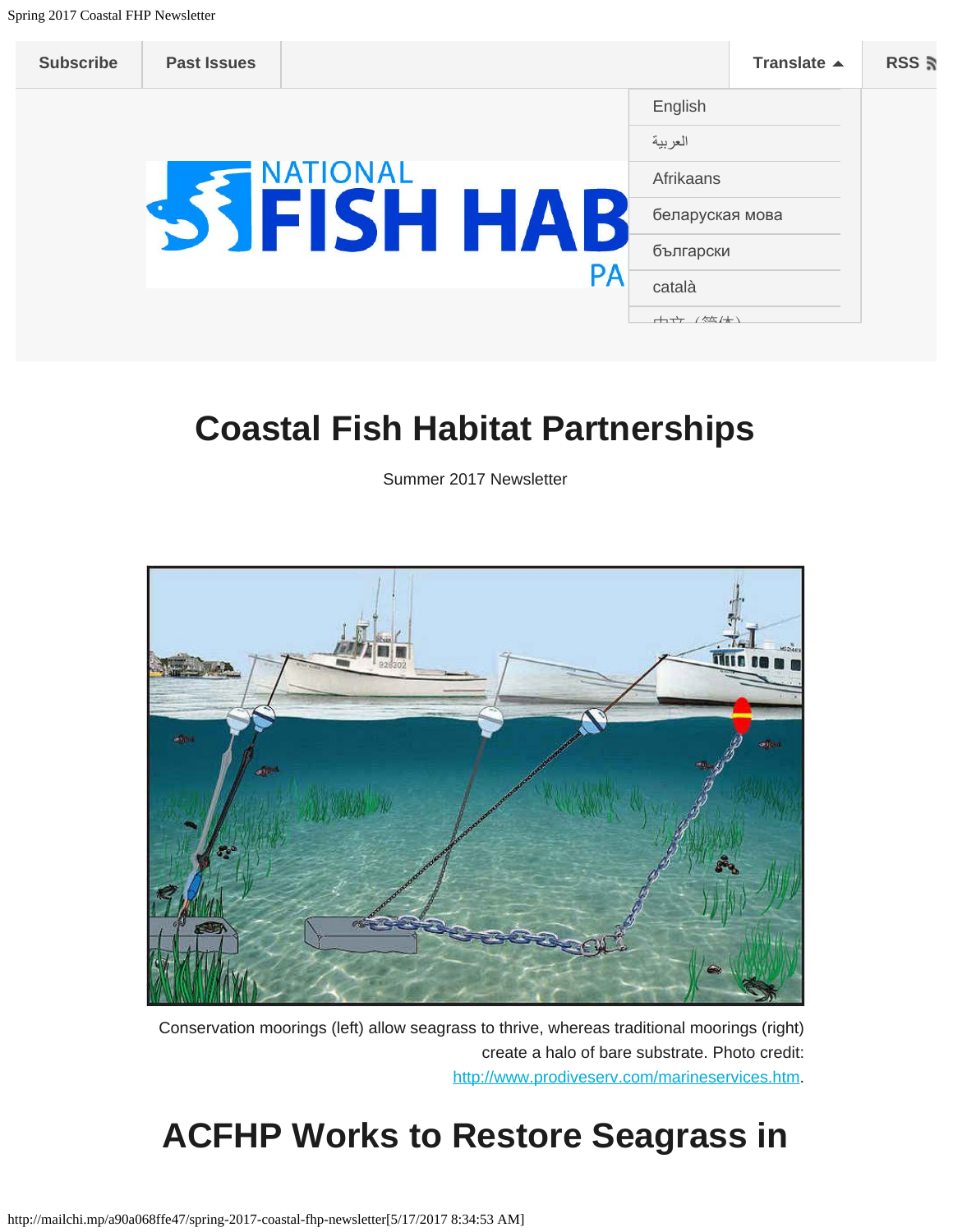Subscribe | Past Issues | Translate | RSS

English
العربية
Afrikaans
беларуская мова
български
català

# Coastal Fish Habitat Partnerships

Summer 2017 Newsletter

Conservation moorings (left) allow seagrass to thrive, whereas traditional moorings (right) create a halo of bare substrate. Photo credit: http://www.prodiveserv.com/marineservices.htm.

# ACFHP Works to Restore Seagrass in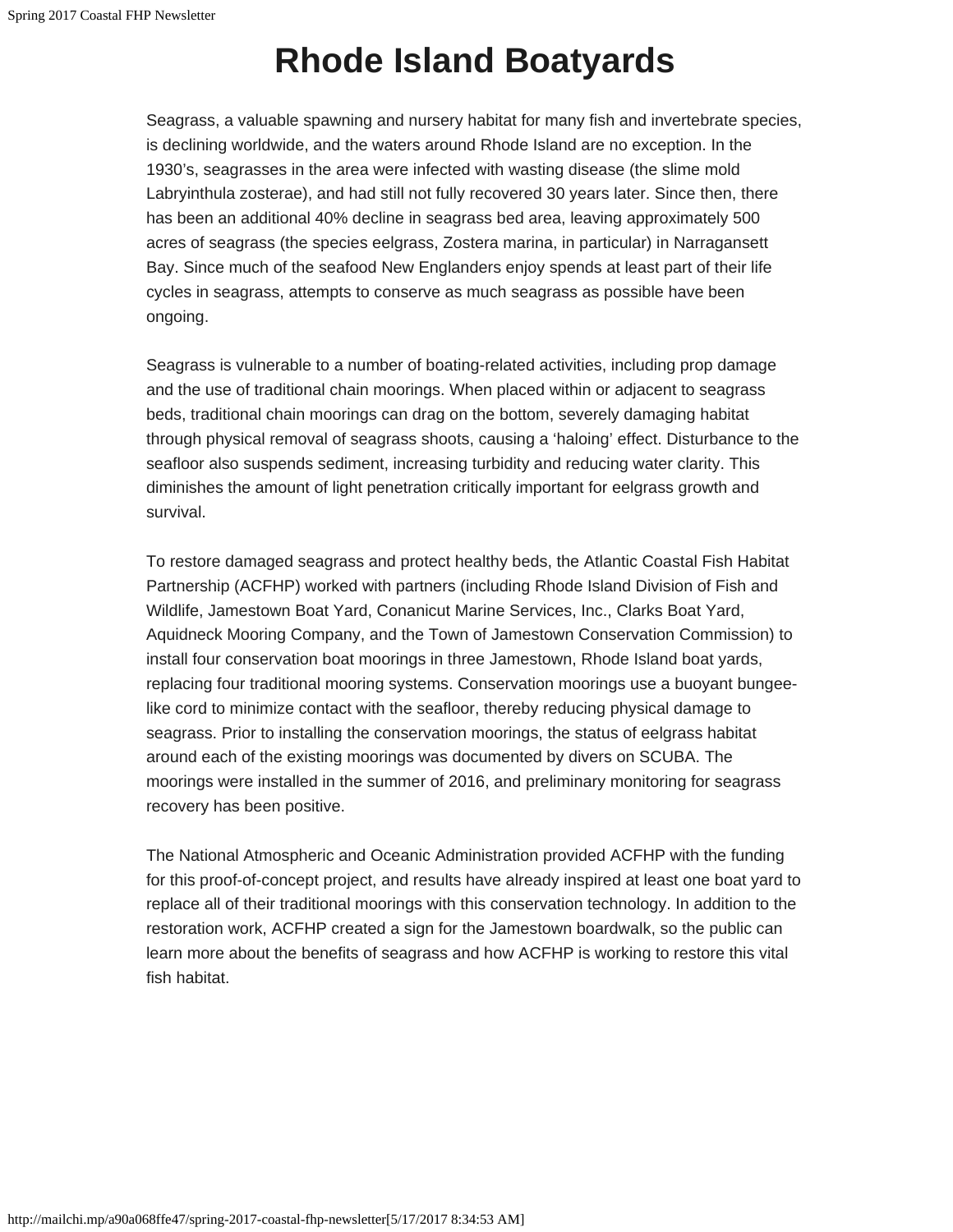# Rhode Island Boatyards

Seagrass, a valuable spawning and nursery habitat for many fish and invertebrate species, is declining worldwide, and the waters around Rhode Island are no exception. In the 1930's, seagrasses in the area were infected with wasting disease (the slime mold Labryinthula zosterae), and had still not fully recovered 30 years later. Since then, there has been an additional 40% decline in seagrass bed area, leaving approximately 500 acres of seagrass (the species eelgrass, Zostera marina, in particular) in Narragansett Bay. Since much of the seafood New Englanders enjoy spends at least part of their life cycles in seagrass, attempts to conserve as much seagrass as possible have been ongoing.

Seagrass is vulnerable to a number of boating-related activities, including prop damage and the use of traditional chain moorings. When placed within or adjacent to seagrass beds, traditional chain moorings can drag on the bottom, severely damaging habitat through physical removal of seagrass shoots, causing a 'haloing' effect. Disturbance to the seafloor also suspends sediment, increasing turbidity and reducing water clarity. This diminishes the amount of light penetration critically important for eelgrass growth and survival.

To restore damaged seagrass and protect healthy beds, the Atlantic Coastal Fish Habitat Partnership (ACFHP) worked with partners (including Rhode Island Division of Fish and Wildlife, Jamestown Boat Yard, Conanicut Marine Services, Inc., Clarks Boat Yard, Aquidneck Mooring Company, and the Town of Jamestown Conservation Commission) to install four conservation boat moorings in three Jamestown, Rhode Island boat yards, replacing four traditional mooring systems. Conservation moorings use a buoyant bungee-like cord to minimize contact with the seafloor, thereby reducing physical damage to seagrass. Prior to installing the conservation moorings, the status of eelgrass habitat around each of the existing moorings was documented by divers on SCUBA. The moorings were installed in the summer of 2016, and preliminary monitoring for seagrass recovery has been positive.

The National Atmospheric and Oceanic Administration provided ACFHP with the funding for this proof-of-concept project, and results have already inspired at least one boat yard to replace all of their traditional moorings with this conservation technology. In addition to the restoration work, ACFHP created a sign for the Jamestown boardwalk, so the public can learn more about the benefits of seagrass and how ACFHP is working to restore this vital fish habitat.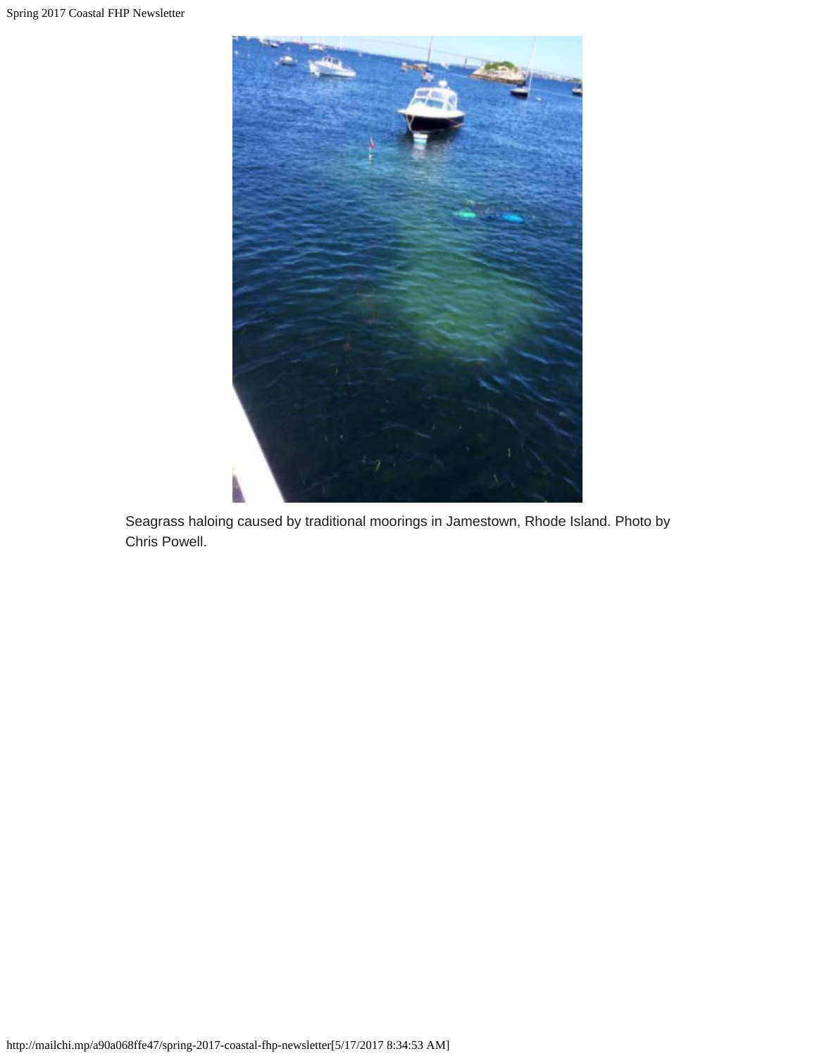Seagrass haloing caused by traditional moorings in Jamestown, Rhode Island. Photo by Chris Powell.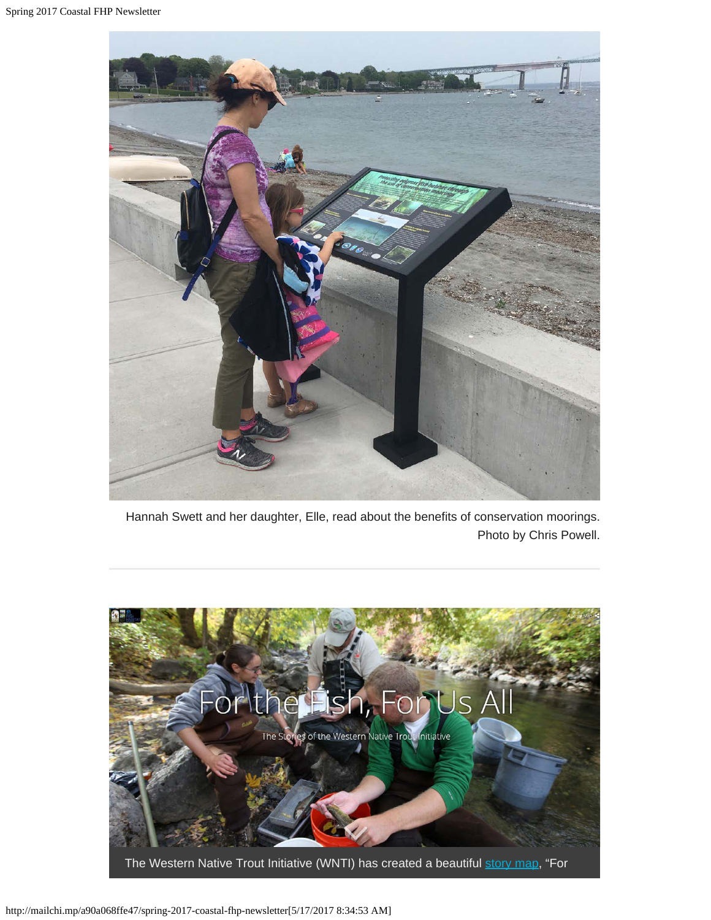Hannah Swett and her daughter, Elle, read about the benefits of conservation moorings. Photo by Chris Powell.

---

The Western Native Trout Initiative (WNTI) has created a beautiful story map, "For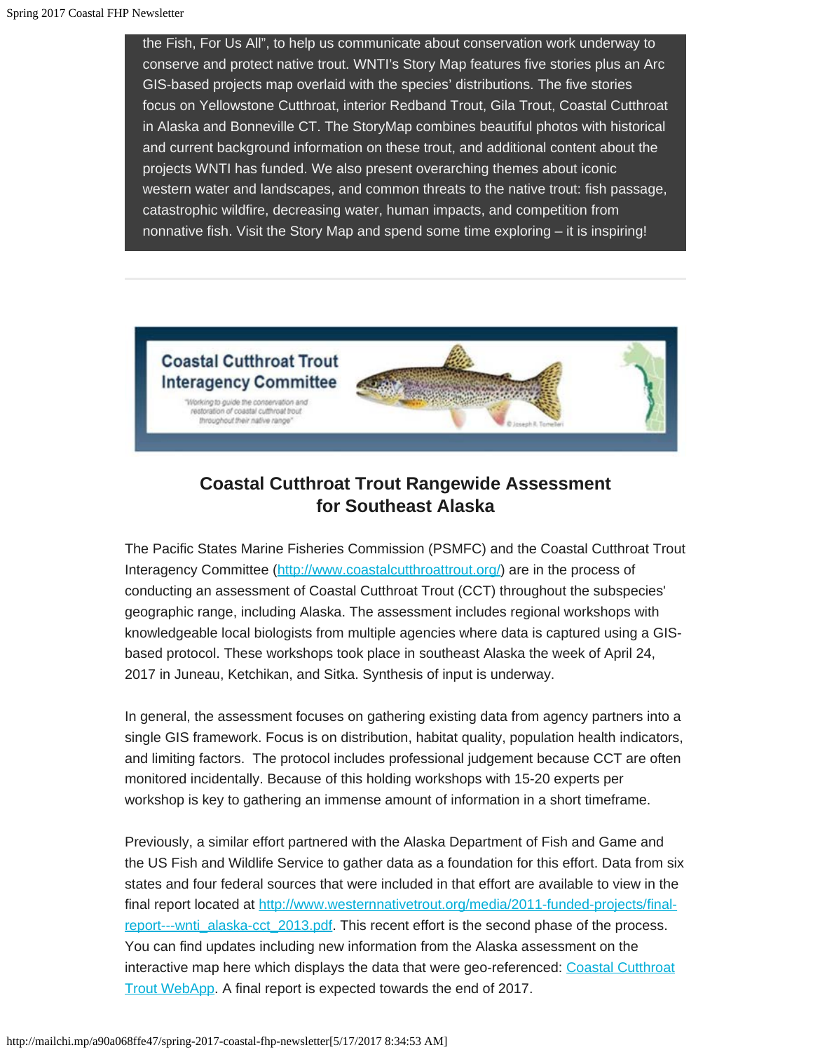the Fish, For Us All", to help us communicate about conservation work underway to conserve and protect native trout. WNTI's Story Map features five stories plus an Arc GIS-based projects map overlaid with the species' distributions. The five stories focus on Yellowstone Cutthroat, interior Redband Trout, Gila Trout, Coastal Cutthroat in Alaska and Bonneville CT. The StoryMap combines beautiful photos with historical and current background information on these trout, and additional content about the projects WNTI has funded. We also present overarching themes about iconic western water and landscapes, and common threats to the native trout: fish passage, catastrophic wildfire, decreasing water, human impacts, and competition from nonnative fish. Visit the Story Map and spend some time exploring – it is inspiring!

---

Coastal Cutthroat Trout Interagency Committee

"Working to guide the conservation and restoration of coastal cutthroat trout throughout their native range"

## Coastal Cutthroat Trout Rangewide Assessment for Southeast Alaska

The Pacific States Marine Fisheries Commission (PSMFC) and the Coastal Cutthroat Trout Interagency Committee (http://www.coastalcutthroattrout.org/) are in the process of conducting an assessment of Coastal Cutthroat Trout (CCT) throughout the subspecies' geographic range, including Alaska. The assessment includes regional workshops with knowledgeable local biologists from multiple agencies where data is captured using a GIS-based protocol. These workshops took place in southeast Alaska the week of April 24, 2017 in Juneau, Ketchikan, and Sitka. Synthesis of input is underway.

In general, the assessment focuses on gathering existing data from agency partners into a single GIS framework. Focus is on distribution, habitat quality, population health indicators, and limiting factors. The protocol includes professional judgement because CCT are often monitored incidentally. Because of this holding workshops with 15-20 experts per workshop is key to gathering an immense amount of information in a short timeframe.

Previously, a similar effort partnered with the Alaska Department of Fish and Game and the US Fish and Wildlife Service to gather data as a foundation for this effort. Data from six states and four federal sources that were included in that effort are available to view in the final report located at http://www.westernnativetrout.org/media/2011-funded-projects/final-report---wnti_alaska-cct_2013.pdf. This recent effort is the second phase of the process. You can find updates including new information from the Alaska assessment on the interactive map here which displays the data that were geo-referenced: Coastal Cutthroat Trout WebApp. A final report is expected towards the end of 2017.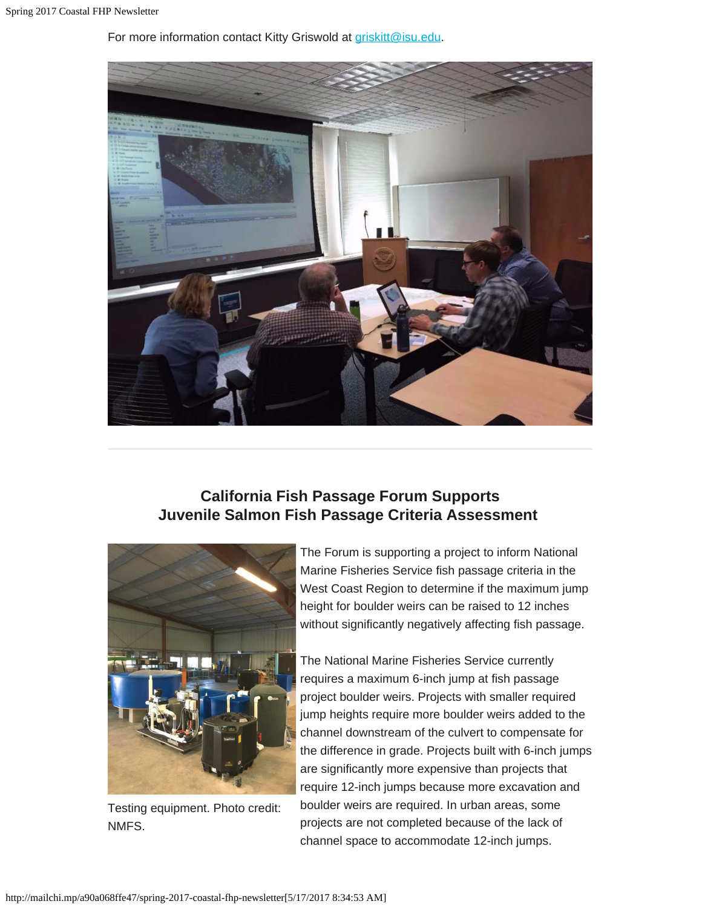For more information contact Kitty Griswold at [griskitt@isu.edu](mailto:griskitt@isu.edu).

## California Fish Passage Forum Supports Juvenile Salmon Fish Passage Criteria Assessment

Testing equipment. Photo credit: NMFS.

The Forum is supporting a project to inform National Marine Fisheries Service fish passage criteria in the West Coast Region to determine if the maximum jump height for boulder weirs can be raised to 12 inches without significantly negatively affecting fish passage.

The National Marine Fisheries Service currently requires a maximum 6-inch jump at fish passage project boulder weirs. Projects with smaller required jump heights require more boulder weirs added to the channel downstream of the culvert to compensate for the difference in grade. Projects built with 6-inch jumps are significantly more expensive than projects that require 12-inch jumps because more excavation and boulder weirs are required. In urban areas, some projects are not completed because of the lack of channel space to accommodate 12-inch jumps.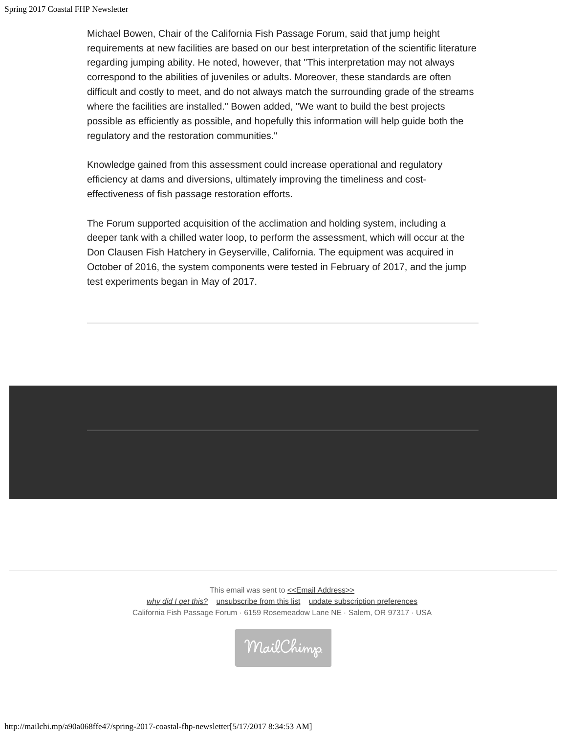Michael Bowen, Chair of the California Fish Passage Forum, said that jump height requirements at new facilities are based on our best interpretation of the scientific literature regarding jumping ability. He noted, however, that "This interpretation may not always correspond to the abilities of juveniles or adults. Moreover, these standards are often difficult and costly to meet, and do not always match the surrounding grade of the streams where the facilities are installed." Bowen added, "We want to build the best projects possible as efficiently as possible, and hopefully this information will help guide both the regulatory and the restoration communities."

Knowledge gained from this assessment could increase operational and regulatory efficiency at dams and diversions, ultimately improving the timeliness and cost-effectiveness of fish passage restoration efforts.

The Forum supported acquisition of the acclimation and holding system, including a deeper tank with a chilled water loop, to perform the assessment, which will occur at the Don Clausen Fish Hatchery in Geyserville, California. The equipment was acquired in October of 2016, the system components were tested in February of 2017, and the jump test experiments began in May of 2017.

---

This email was sent to <<Email Address>>

*why did I get this?* unsubscribe from this list update subscription preferences

California Fish Passage Forum · 6159 Rosemeadow Lane NE · Salem, OR 97317 · USA

MailChimp